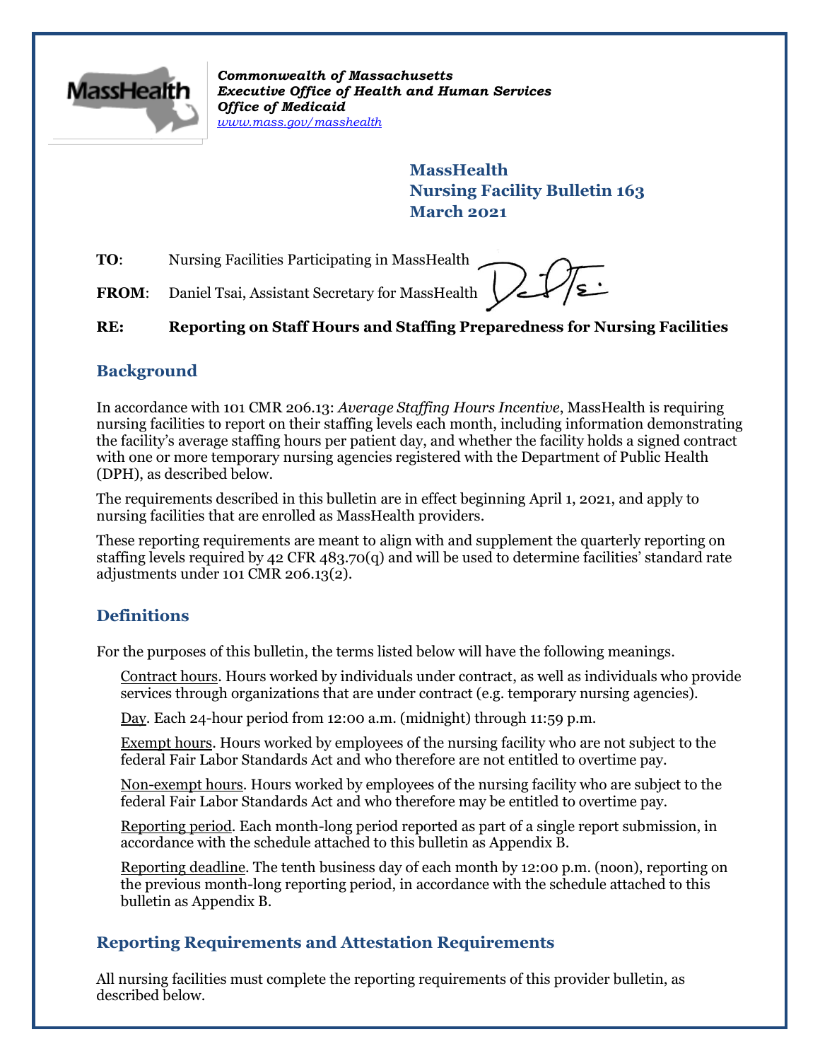*Commonwealth of Massachusetts*
*Executive Office of Health and Human Services*
*Office of Medicaid*
*www.mass.gov/masshealth*

**MassHealth**
**Nursing Facility Bulletin 163**
**March 2021**

**TO**: Nursing Facilities Participating in MassHealth

**FROM**: Daniel Tsai, Assistant Secretary for MassHealth

**RE: Reporting on Staff Hours and Staffing Preparedness for Nursing Facilities**

## Background

In accordance with 101 CMR 206.13: *Average Staffing Hours Incentive*, MassHealth is requiring nursing facilities to report on their staffing levels each month, including information demonstrating the facility's average staffing hours per patient day, and whether the facility holds a signed contract with one or more temporary nursing agencies registered with the Department of Public Health (DPH), as described below.

The requirements described in this bulletin are in effect beginning April 1, 2021, and apply to nursing facilities that are enrolled as MassHealth providers.

These reporting requirements are meant to align with and supplement the quarterly reporting on staffing levels required by 42 CFR 483.70(q) and will be used to determine facilities' standard rate adjustments under 101 CMR 206.13(2).

## Definitions

For the purposes of this bulletin, the terms listed below will have the following meanings.

Contract hours. Hours worked by individuals under contract, as well as individuals who provide services through organizations that are under contract (e.g. temporary nursing agencies).

Day. Each 24-hour period from 12:00 a.m. (midnight) through 11:59 p.m.

Exempt hours. Hours worked by employees of the nursing facility who are not subject to the federal Fair Labor Standards Act and who therefore are not entitled to overtime pay.

Non-exempt hours. Hours worked by employees of the nursing facility who are subject to the federal Fair Labor Standards Act and who therefore may be entitled to overtime pay.

Reporting period. Each month-long period reported as part of a single report submission, in accordance with the schedule attached to this bulletin as Appendix B.

Reporting deadline. The tenth business day of each month by 12:00 p.m. (noon), reporting on the previous month-long reporting period, in accordance with the schedule attached to this bulletin as Appendix B.

## Reporting Requirements and Attestation Requirements

All nursing facilities must complete the reporting requirements of this provider bulletin, as described below.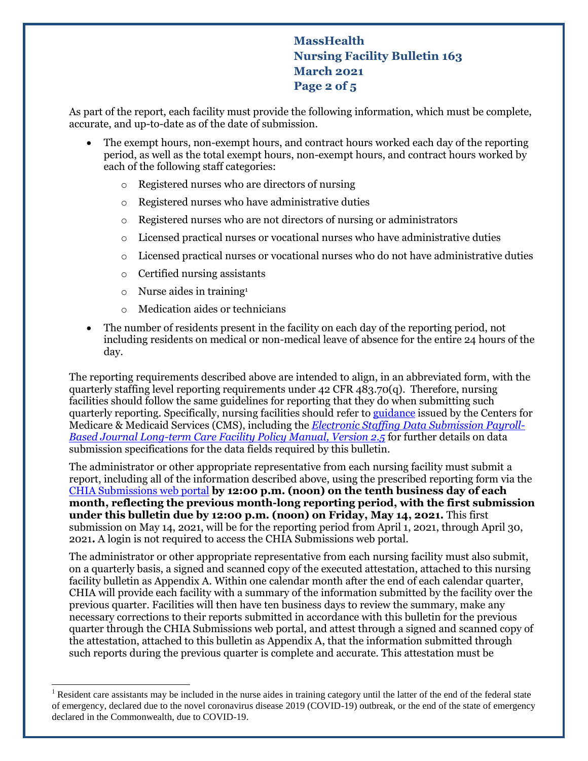As part of the report, each facility must provide the following information, which must be complete, accurate, and up-to-date as of the date of submission.

- The exempt hours, non-exempt hours, and contract hours worked each day of the reporting period, as well as the total exempt hours, non-exempt hours, and contract hours worked by each of the following staff categories:
    - Registered nurses who are directors of nursing
    - Registered nurses who have administrative duties
    - Registered nurses who are not directors of nursing or administrators
    - Licensed practical nurses or vocational nurses who have administrative duties
    - Licensed practical nurses or vocational nurses who do not have administrative duties
    - Certified nursing assistants
    - Nurse aides in training[1]
    - Medication aides or technicians
- The number of residents present in the facility on each day of the reporting period, not including residents on medical or non-medical leave of absence for the entire 24 hours of the day.

The reporting requirements described above are intended to align, in an abbreviated form, with the quarterly staffing level reporting requirements under 42 CFR 483.70(q). Therefore, nursing facilities should follow the same guidelines for reporting that they do when submitting such quarterly reporting. Specifically, nursing facilities should refer to guidance issued by the Centers for Medicare & Medicaid Services (CMS), including the *Electronic Staffing Data Submission Payroll-Based Journal Long-term Care Facility Policy Manual, Version 2.5* for further details on data submission specifications for the data fields required by this bulletin.

The administrator or other appropriate representative from each nursing facility must submit a report, including all of the information described above, using the prescribed reporting form via the CHIA Submissions web portal **by 12:00 p.m. (noon) on the tenth business day of each month, reflecting the previous month-long reporting period, with the first submission under this bulletin due by 12:00 p.m. (noon) on Friday, May 14, 2021.** This first submission on May 14, 2021, will be for the reporting period from April 1, 2021, through April 30, 2021**.** A login is not required to access the CHIA Submissions web portal.

The administrator or other appropriate representative from each nursing facility must also submit, on a quarterly basis, a signed and scanned copy of the executed attestation, attached to this nursing facility bulletin as Appendix A. Within one calendar month after the end of each calendar quarter, CHIA will provide each facility with a summary of the information submitted by the facility over the previous quarter. Facilities will then have ten business days to review the summary, make any necessary corrections to their reports submitted in accordance with this bulletin for the previous quarter through the CHIA Submissions web portal, and attest through a signed and scanned copy of the attestation, attached to this bulletin as Appendix A, that the information submitted through such reports during the previous quarter is complete and accurate. This attestation must be

[1] Resident care assistants may be included in the nurse aides in training category until the latter of the end of the federal state of emergency, declared due to the novel coronavirus disease 2019 (COVID-19) outbreak, or the end of the state of emergency declared in the Commonwealth, due to COVID-19.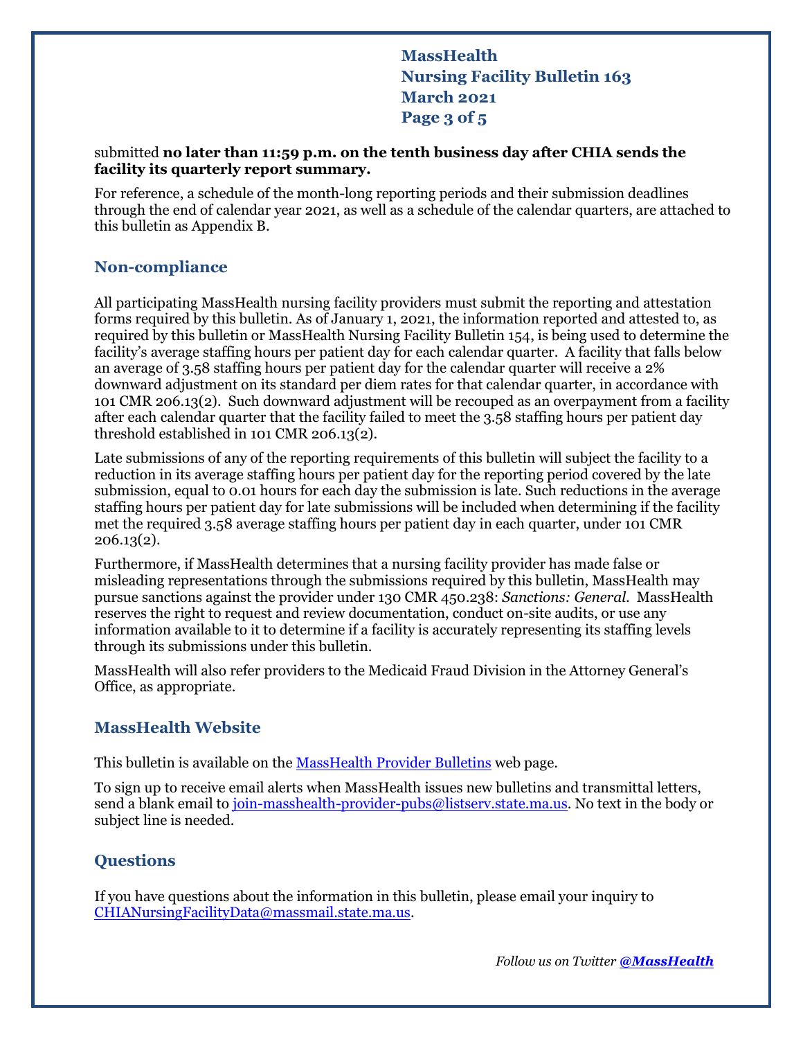submitted **no later than 11:59 p.m. on the tenth business day after CHIA sends the facility its quarterly report summary.**

For reference, a schedule of the month-long reporting periods and their submission deadlines through the end of calendar year 2021, as well as a schedule of the calendar quarters, are attached to this bulletin as Appendix B.

## Non-compliance

All participating MassHealth nursing facility providers must submit the reporting and attestation forms required by this bulletin. As of January 1, 2021, the information reported and attested to, as required by this bulletin or MassHealth Nursing Facility Bulletin 154, is being used to determine the facility's average staffing hours per patient day for each calendar quarter. A facility that falls below an average of 3.58 staffing hours per patient day for the calendar quarter will receive a 2% downward adjustment on its standard per diem rates for that calendar quarter, in accordance with 101 CMR 206.13(2). Such downward adjustment will be recouped as an overpayment from a facility after each calendar quarter that the facility failed to meet the 3.58 staffing hours per patient day threshold established in 101 CMR 206.13(2).

Late submissions of any of the reporting requirements of this bulletin will subject the facility to a reduction in its average staffing hours per patient day for the reporting period covered by the late submission, equal to 0.01 hours for each day the submission is late. Such reductions in the average staffing hours per patient day for late submissions will be included when determining if the facility met the required 3.58 average staffing hours per patient day in each quarter, under 101 CMR 206.13(2).

Furthermore, if MassHealth determines that a nursing facility provider has made false or misleading representations through the submissions required by this bulletin, MassHealth may pursue sanctions against the provider under 130 CMR 450.238: *Sanctions: General*. MassHealth reserves the right to request and review documentation, conduct on-site audits, or use any information available to it to determine if a facility is accurately representing its staffing levels through its submissions under this bulletin.

MassHealth will also refer providers to the Medicaid Fraud Division in the Attorney General's Office, as appropriate.

## MassHealth Website

This bulletin is available on the [MassHealth Provider Bulletins] web page.

To sign up to receive email alerts when MassHealth issues new bulletins and transmittal letters, send a blank email to join-masshealth-provider-pubs@listserv.state.ma.us. No text in the body or subject line is needed.

## Questions

If you have questions about the information in this bulletin, please email your inquiry to CHIANursingFacilityData@massmail.state.ma.us.

*Follow us on Twitter* ***@MassHealth***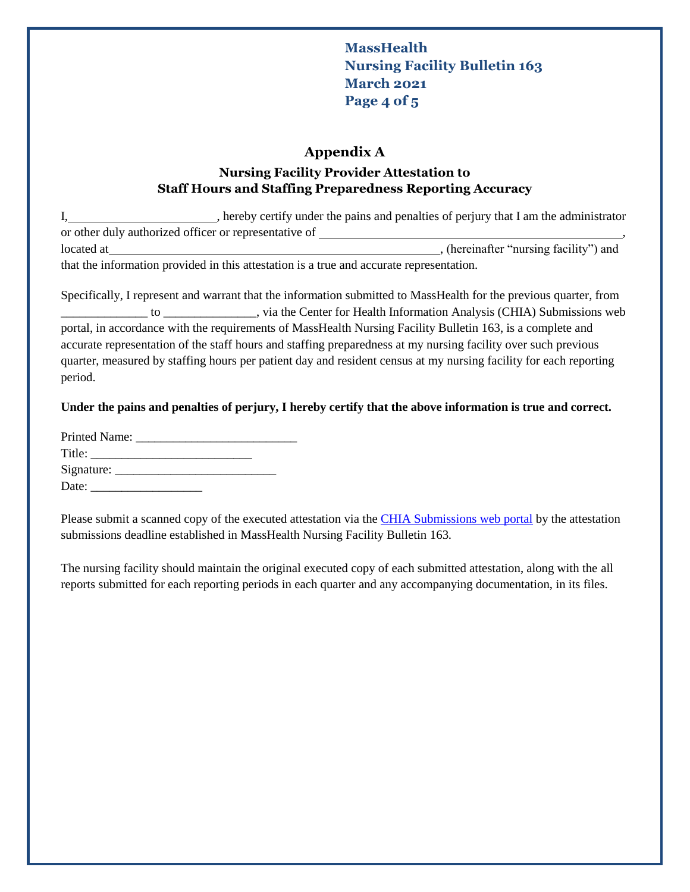## Appendix A

### Nursing Facility Provider Attestation to Staff Hours and Staffing Preparedness Reporting Accuracy

I,_______________________, hereby certify under the pains and penalties of perjury that I am the administrator or other duly authorized officer or representative of _____________________________________________, located at__________________________________________________, (hereinafter "nursing facility") and that the information provided in this attestation is a true and accurate representation.

Specifically, I represent and warrant that the information submitted to MassHealth for the previous quarter, from _____________ to ______________, via the Center for Health Information Analysis (CHIA) Submissions web portal, in accordance with the requirements of MassHealth Nursing Facility Bulletin 163, is a complete and accurate representation of the staff hours and staffing preparedness at my nursing facility over such previous quarter, measured by staffing hours per patient day and resident census at my nursing facility for each reporting period.

**Under the pains and penalties of perjury, I hereby certify that the above information is true and correct.**

Printed Name: _________________________
Title: _________________________
Signature: _________________________
Date: _________________

Please submit a scanned copy of the executed attestation via the CHIA Submissions web portal by the attestation submissions deadline established in MassHealth Nursing Facility Bulletin 163.

The nursing facility should maintain the original executed copy of each submitted attestation, along with the all reports submitted for each reporting periods in each quarter and any accompanying documentation, in its files.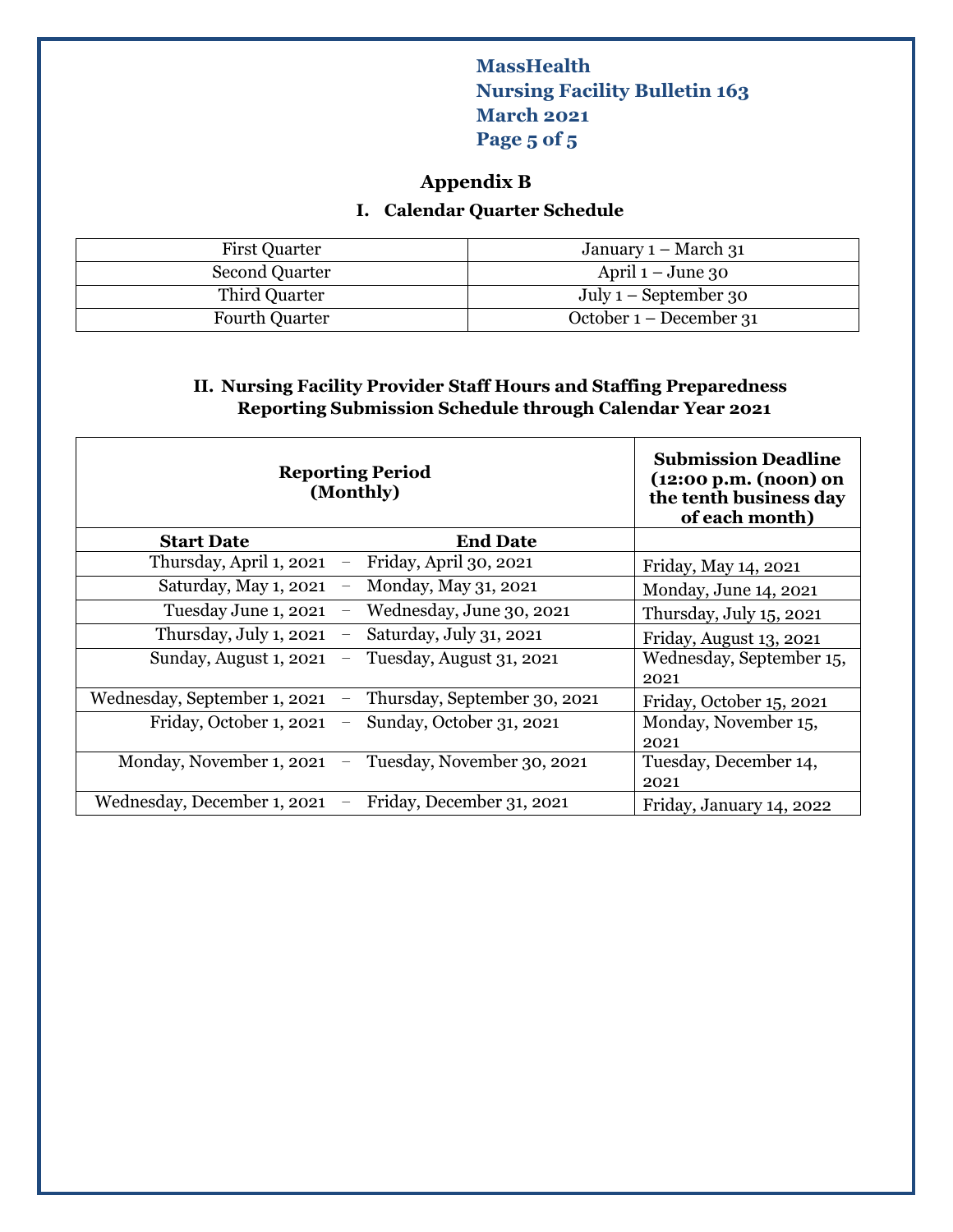# Appendix B

## I. Calendar Quarter Schedule

| | |
|---|---|
| First Quarter | January 1 – March 31 |
| Second Quarter | April 1 – June 30 |
| Third Quarter | July 1 – September 30 |
| Fourth Quarter | October 1 – December 31 |

## II. Nursing Facility Provider Staff Hours and Staffing Preparedness Reporting Submission Schedule through Calendar Year 2021

| **Reporting Period (Monthly)** | | | **Submission Deadline (12:00 p.m. (noon) on the tenth business day of each month)** |
|---|---|---|---|
| **Start Date** | | **End Date** | |
| Thursday, April 1, 2021 | – | Friday, April 30, 2021 | Friday, May 14, 2021 |
| Saturday, May 1, 2021 | – | Monday, May 31, 2021 | Monday, June 14, 2021 |
| Tuesday June 1, 2021 | – | Wednesday, June 30, 2021 | Thursday, July 15, 2021 |
| Thursday, July 1, 2021 | – | Saturday, July 31, 2021 | Friday, August 13, 2021 |
| Sunday, August 1, 2021 | – | Tuesday, August 31, 2021 | Wednesday, September 15, 2021 |
| Wednesday, September 1, 2021 | – | Thursday, September 30, 2021 | Friday, October 15, 2021 |
| Friday, October 1, 2021 | – | Sunday, October 31, 2021 | Monday, November 15, 2021 |
| Monday, November 1, 2021 | – | Tuesday, November 30, 2021 | Tuesday, December 14, 2021 |
| Wednesday, December 1, 2021 | – | Friday, December 31, 2021 | Friday, January 14, 2022 |